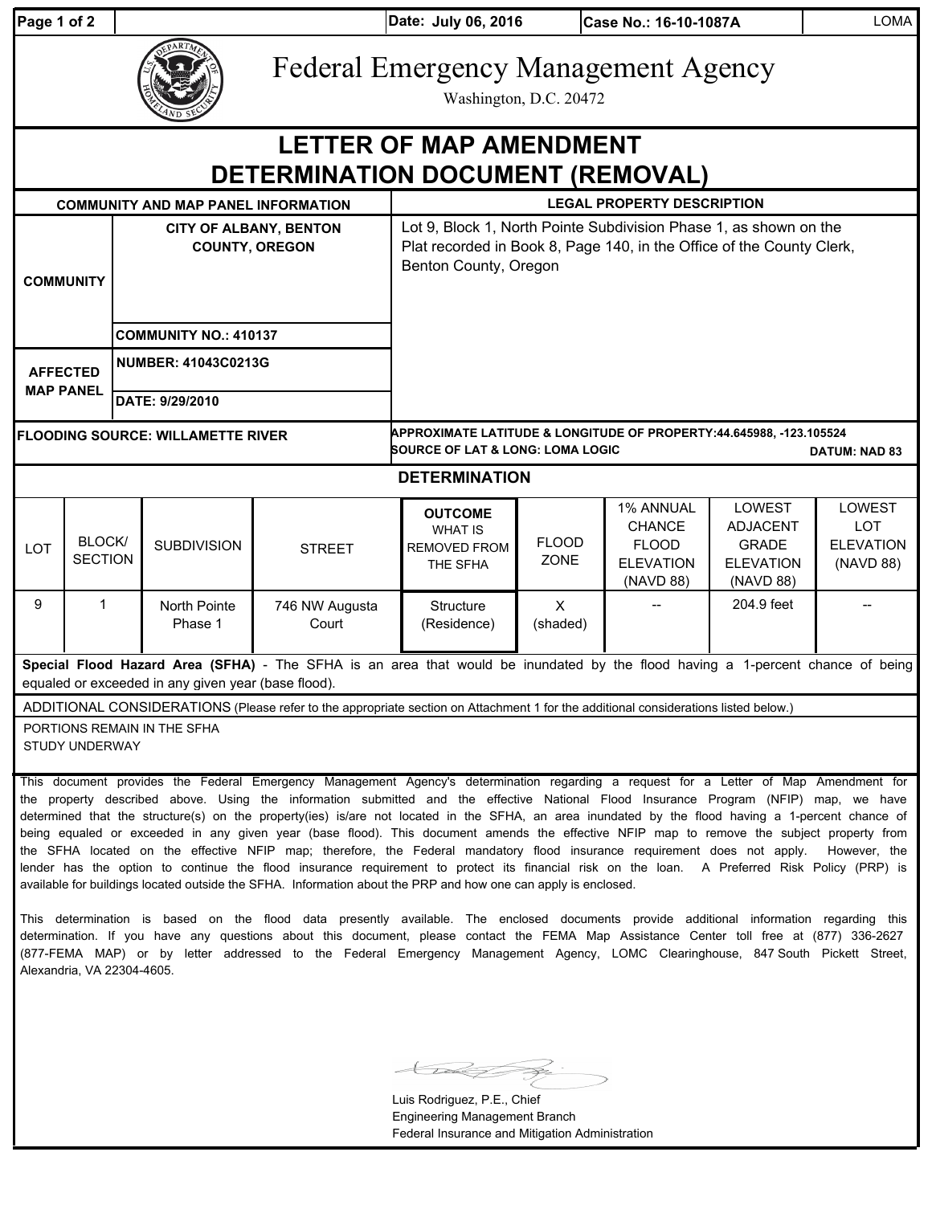Date: July 06, 2016 | Case No.: 16-10-1087A | LOMA

# Federal Emergency Management Agency

Washington, D.C. 20472

## LETTER OF MAP AMENDMENT DETERMINATION DOCUMENT (REMOVAL)

| COMMUNITY AND MAP PANEL INFORMATION | | LEGAL PROPERTY DESCRIPTION |
|---|---|---|
| COMMUNITY | CITY OF ALBANY, BENTON COUNTY, OREGON | Lot 9, Block 1, North Pointe Subdivision Phase 1, as shown on the Plat recorded in Book 8, Page 140, in the Office of the County Clerk, Benton County, Oregon |
| | COMMUNITY NO.: 410137 | |
| AFFECTED MAP PANEL | NUMBER: 41043C0213G | |
| | DATE: 9/29/2010 | |

**FLOODING SOURCE: WILLAMETTE RIVER**

**APPROXIMATE LATITUDE & LONGITUDE OF PROPERTY:** 44.645988, -123.105524
**SOURCE OF LAT & LONG:** LOMA LOGIC **DATUM:** NAD 83

### DETERMINATION

| LOT | BLOCK/ SECTION | SUBDIVISION | STREET | OUTCOME WHAT IS REMOVED FROM THE SFHA | FLOOD ZONE | 1% ANNUAL CHANCE FLOOD ELEVATION (NAVD 88) | LOWEST ADJACENT GRADE ELEVATION (NAVD 88) | LOWEST LOT ELEVATION (NAVD 88) |
|---|---|---|---|---|---|---|---|---|
| 9 | 1 | North Pointe Phase 1 | 746 NW Augusta Court | Structure (Residence) | X (shaded) | -- | 204.9 feet | -- |

**Special Flood Hazard Area (SFHA)** - The SFHA is an area that would be inundated by the flood having a 1-percent chance of being equaled or exceeded in any given year (base flood).

ADDITIONAL CONSIDERATIONS (Please refer to the appropriate section on Attachment 1 for the additional considerations listed below.)

PORTIONS REMAIN IN THE SFHA
STUDY UNDERWAY

This document provides the Federal Emergency Management Agency's determination regarding a request for a Letter of Map Amendment for the property described above. Using the information submitted and the effective National Flood Insurance Program (NFIP) map, we have determined that the structure(s) on the property(ies) is/are not located in the SFHA, an area inundated by the flood having a 1-percent chance of being equaled or exceeded in any given year (base flood). This document amends the effective NFIP map to remove the subject property from the SFHA located on the effective NFIP map; therefore, the Federal mandatory flood insurance requirement does not apply. However, the lender has the option to continue the flood insurance requirement to protect its financial risk on the loan. A Preferred Risk Policy (PRP) is available for buildings located outside the SFHA. Information about the PRP and how one can apply is enclosed.

This determination is based on the flood data presently available. The enclosed documents provide additional information regarding this determination. If you have any questions about this document, please contact the FEMA Map Assistance Center toll free at (877) 336-2627 (877-FEMA MAP) or by letter addressed to the Federal Emergency Management Agency, LOMC Clearinghouse, 847 South Pickett Street, Alexandria, VA 22304-4605.

Luis Rodriguez, P.E., Chief
Engineering Management Branch
Federal Insurance and Mitigation Administration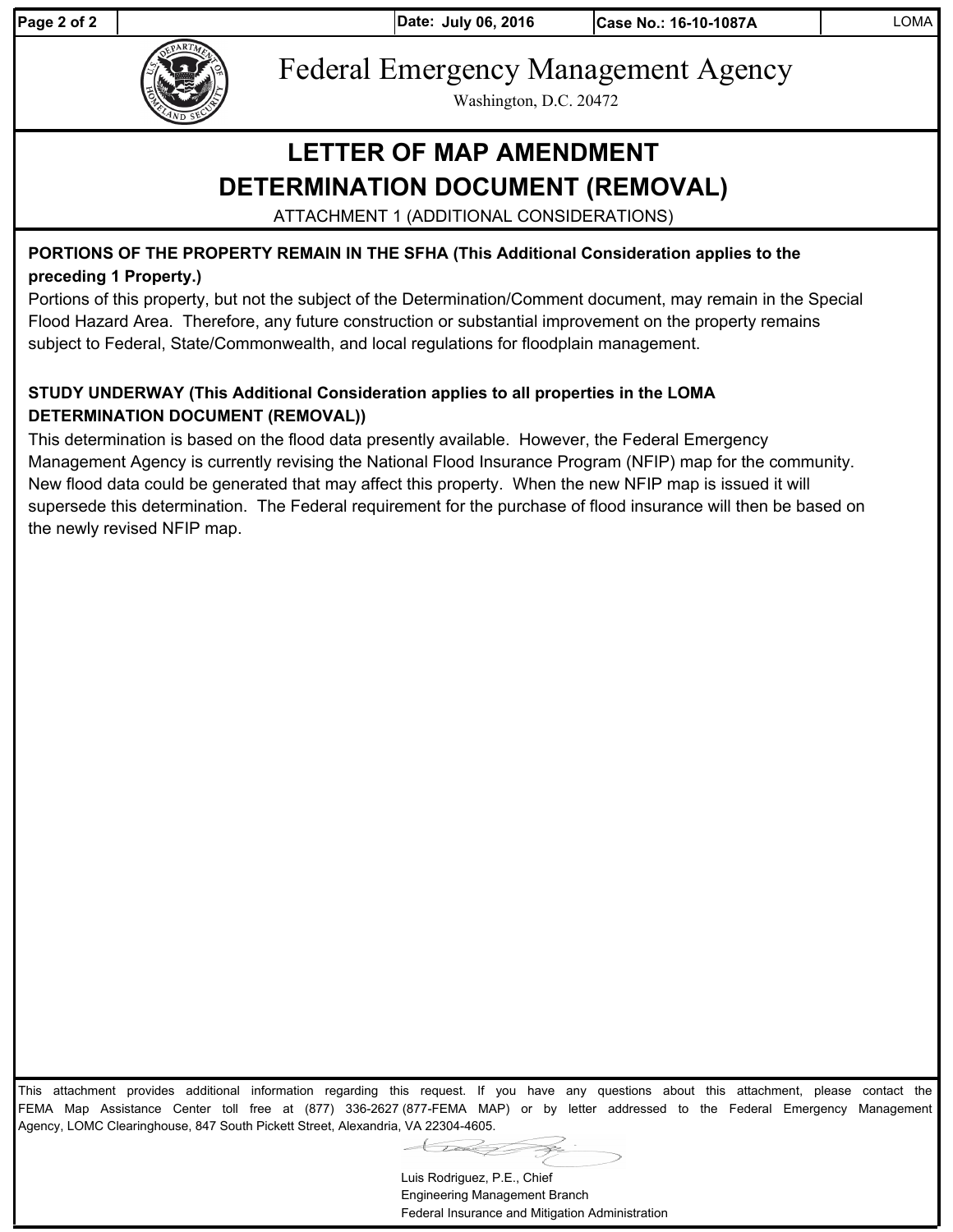# Federal Emergency Management Agency

Washington, D.C. 20472

## LETTER OF MAP AMENDMENT DETERMINATION DOCUMENT (REMOVAL)

ATTACHMENT 1 (ADDITIONAL CONSIDERATIONS)

**PORTIONS OF THE PROPERTY REMAIN IN THE SFHA (This Additional Consideration applies to the preceding 1 Property.)**

Portions of this property, but not the subject of the Determination/Comment document, may remain in the Special Flood Hazard Area. Therefore, any future construction or substantial improvement on the property remains subject to Federal, State/Commonwealth, and local regulations for floodplain management.

**STUDY UNDERWAY (This Additional Consideration applies to all properties in the LOMA DETERMINATION DOCUMENT (REMOVAL))**

This determination is based on the flood data presently available. However, the Federal Emergency Management Agency is currently revising the National Flood Insurance Program (NFIP) map for the community. New flood data could be generated that may affect this property. When the new NFIP map is issued it will supersede this determination. The Federal requirement for the purchase of flood insurance will then be based on the newly revised NFIP map.

This attachment provides additional information regarding this request. If you have any questions about this attachment, please contact the FEMA Map Assistance Center toll free at (877) 336-2627 (877-FEMA MAP) or by letter addressed to the Federal Emergency Management Agency, LOMC Clearinghouse, 847 South Pickett Street, Alexandria, VA 22304-4605.

Luis Rodriguez, P.E., Chief
Engineering Management Branch
Federal Insurance and Mitigation Administration